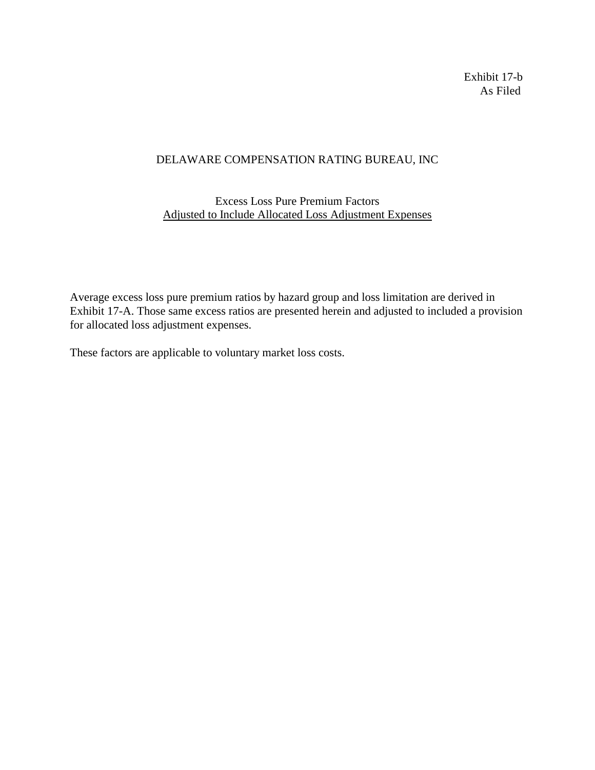Exhibit 17-b
As Filed

# DELAWARE COMPENSATION RATING BUREAU, INC

## Excess Loss Pure Premium Factors
## Adjusted to Include Allocated Loss Adjustment Expenses

Average excess loss pure premium ratios by hazard group and loss limitation are derived in Exhibit 17-A. Those same excess ratios are presented herein and adjusted to included a provision for allocated loss adjustment expenses.

These factors are applicable to voluntary market loss costs.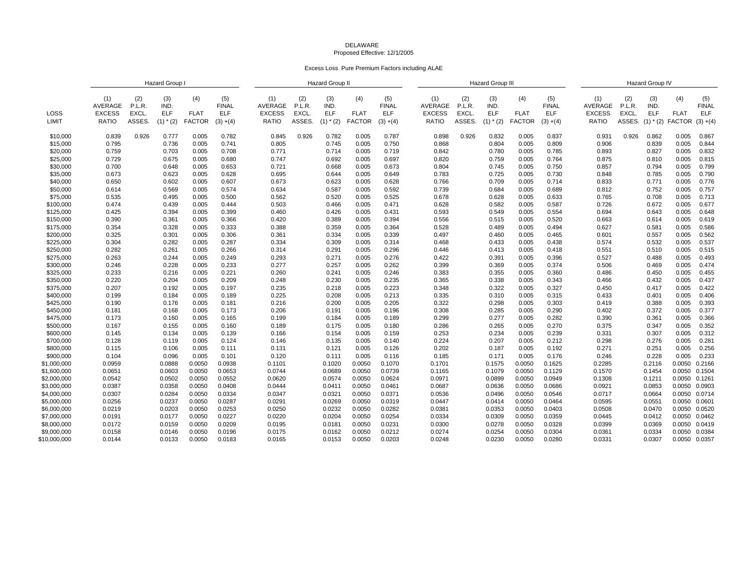DELAWARE

Proposed Effective: 12/1/2005

Excess Loss Pure Premium Factors including ALAE

| | Hazard Group I | | | | | Hazard Group II | | | | | Hazard Group III | | | | | Hazard Group IV | | | | |
|---|---|---|---|---|---|---|---|---|---|---|---|---|---|---|---|---|---|---|---|---|
| LOSS LIMIT | (1) AVERAGE EXCESS RATIO | (2) P.L.R. EXCL. ASSES. | (3) IND. ELF (1) * (2) | (4) FLAT FACTOR | (5) FINAL ELF (3) +(4) | (1) AVERAGE EXCESS RATIO | (2) P.L.R. EXCL. ASSES. | (3) IND. ELF (1) * (2) | (4) FLAT FACTOR | (5) FINAL ELF (3) +(4) | (1) AVERAGE EXCESS RATIO | (2) P.L.R. EXCL. ASSES. | (3) IND. ELF (1) * (2) | (4) FLAT FACTOR | (5) FINAL ELF (3) +(4) | (1) AVERAGE EXCESS RATIO | (2) P.L.R. EXCL. ASSES. | (3) IND. ELF (1) * (2) | (4) FLAT FACTOR | (5) FINAL ELF (3) +(4) |
| $10,000 | 0.839 | 0.926 | 0.777 | 0.005 | 0.782 | 0.845 | 0.926 | 0.782 | 0.005 | 0.787 | 0.898 | 0.926 | 0.832 | 0.005 | 0.837 | 0.931 | 0.926 | 0.862 | 0.005 | 0.867 |
| $15,000 | 0.795 | | 0.736 | 0.005 | 0.741 | 0.805 | | 0.745 | 0.005 | 0.750 | 0.868 | | 0.804 | 0.005 | 0.809 | 0.906 | | 0.839 | 0.005 | 0.844 |
| $20,000 | 0.759 | | 0.703 | 0.005 | 0.708 | 0.771 | | 0.714 | 0.005 | 0.719 | 0.842 | | 0.780 | 0.005 | 0.785 | 0.893 | | 0.827 | 0.005 | 0.832 |
| $25,000 | 0.729 | | 0.675 | 0.005 | 0.680 | 0.747 | | 0.692 | 0.005 | 0.697 | 0.820 | | 0.759 | 0.005 | 0.764 | 0.875 | | 0.810 | 0.005 | 0.815 |
| $30,000 | 0.700 | | 0.648 | 0.005 | 0.653 | 0.721 | | 0.668 | 0.005 | 0.673 | 0.804 | | 0.745 | 0.005 | 0.750 | 0.857 | | 0.794 | 0.005 | 0.799 |
| $35,000 | 0.673 | | 0.623 | 0.005 | 0.628 | 0.695 | | 0.644 | 0.005 | 0.649 | 0.783 | | 0.725 | 0.005 | 0.730 | 0.848 | | 0.785 | 0.005 | 0.790 |
| $40,000 | 0.650 | | 0.602 | 0.005 | 0.607 | 0.673 | | 0.623 | 0.005 | 0.628 | 0.766 | | 0.709 | 0.005 | 0.714 | 0.833 | | 0.771 | 0.005 | 0.776 |
| $50,000 | 0.614 | | 0.569 | 0.005 | 0.574 | 0.634 | | 0.587 | 0.005 | 0.592 | 0.739 | | 0.684 | 0.005 | 0.689 | 0.812 | | 0.752 | 0.005 | 0.757 |
| $75,000 | 0.535 | | 0.495 | 0.005 | 0.500 | 0.562 | | 0.520 | 0.005 | 0.525 | 0.678 | | 0.628 | 0.005 | 0.633 | 0.765 | | 0.708 | 0.005 | 0.713 |
| $100,000 | 0.474 | | 0.439 | 0.005 | 0.444 | 0.503 | | 0.466 | 0.005 | 0.471 | 0.628 | | 0.582 | 0.005 | 0.587 | 0.726 | | 0.672 | 0.005 | 0.677 |
| $125,000 | 0.425 | | 0.394 | 0.005 | 0.399 | 0.460 | | 0.426 | 0.005 | 0.431 | 0.593 | | 0.549 | 0.005 | 0.554 | 0.694 | | 0.643 | 0.005 | 0.648 |
| $150,000 | 0.390 | | 0.361 | 0.005 | 0.366 | 0.420 | | 0.389 | 0.005 | 0.394 | 0.556 | | 0.515 | 0.005 | 0.520 | 0.663 | | 0.614 | 0.005 | 0.619 |
| $175,000 | 0.354 | | 0.328 | 0.005 | 0.333 | 0.388 | | 0.359 | 0.005 | 0.364 | 0.528 | | 0.489 | 0.005 | 0.494 | 0.627 | | 0.581 | 0.005 | 0.586 |
| $200,000 | 0.325 | | 0.301 | 0.005 | 0.306 | 0.361 | | 0.334 | 0.005 | 0.339 | 0.497 | | 0.460 | 0.005 | 0.465 | 0.601 | | 0.557 | 0.005 | 0.562 |
| $225,000 | 0.304 | | 0.282 | 0.005 | 0.287 | 0.334 | | 0.309 | 0.005 | 0.314 | 0.468 | | 0.433 | 0.005 | 0.438 | 0.574 | | 0.532 | 0.005 | 0.537 |
| $250,000 | 0.282 | | 0.261 | 0.005 | 0.266 | 0.314 | | 0.291 | 0.005 | 0.296 | 0.446 | | 0.413 | 0.005 | 0.418 | 0.551 | | 0.510 | 0.005 | 0.515 |
| $275,000 | 0.263 | | 0.244 | 0.005 | 0.249 | 0.293 | | 0.271 | 0.005 | 0.276 | 0.422 | | 0.391 | 0.005 | 0.396 | 0.527 | | 0.488 | 0.005 | 0.493 |
| $300,000 | 0.246 | | 0.228 | 0.005 | 0.233 | 0.277 | | 0.257 | 0.005 | 0.262 | 0.399 | | 0.369 | 0.005 | 0.374 | 0.506 | | 0.469 | 0.005 | 0.474 |
| $325,000 | 0.233 | | 0.216 | 0.005 | 0.221 | 0.260 | | 0.241 | 0.005 | 0.246 | 0.383 | | 0.355 | 0.005 | 0.360 | 0.486 | | 0.450 | 0.005 | 0.455 |
| $350,000 | 0.220 | | 0.204 | 0.005 | 0.209 | 0.248 | | 0.230 | 0.005 | 0.235 | 0.365 | | 0.338 | 0.005 | 0.343 | 0.466 | | 0.432 | 0.005 | 0.437 |
| $375,000 | 0.207 | | 0.192 | 0.005 | 0.197 | 0.235 | | 0.218 | 0.005 | 0.223 | 0.348 | | 0.322 | 0.005 | 0.327 | 0.450 | | 0.417 | 0.005 | 0.422 |
| $400,000 | 0.199 | | 0.184 | 0.005 | 0.189 | 0.225 | | 0.208 | 0.005 | 0.213 | 0.335 | | 0.310 | 0.005 | 0.315 | 0.433 | | 0.401 | 0.005 | 0.406 |
| $425,000 | 0.190 | | 0.176 | 0.005 | 0.181 | 0.216 | | 0.200 | 0.005 | 0.205 | 0.322 | | 0.298 | 0.005 | 0.303 | 0.419 | | 0.388 | 0.005 | 0.393 |
| $450,000 | 0.181 | | 0.168 | 0.005 | 0.173 | 0.206 | | 0.191 | 0.005 | 0.196 | 0.308 | | 0.285 | 0.005 | 0.290 | 0.402 | | 0.372 | 0.005 | 0.377 |
| $475,000 | 0.173 | | 0.160 | 0.005 | 0.165 | 0.199 | | 0.184 | 0.005 | 0.189 | 0.299 | | 0.277 | 0.005 | 0.282 | 0.390 | | 0.361 | 0.005 | 0.366 |
| $500,000 | 0.167 | | 0.155 | 0.005 | 0.160 | 0.189 | | 0.175 | 0.005 | 0.180 | 0.286 | | 0.265 | 0.005 | 0.270 | 0.375 | | 0.347 | 0.005 | 0.352 |
| $600,000 | 0.145 | | 0.134 | 0.005 | 0.139 | 0.166 | | 0.154 | 0.005 | 0.159 | 0.253 | | 0.234 | 0.005 | 0.239 | 0.331 | | 0.307 | 0.005 | 0.312 |
| $700,000 | 0.128 | | 0.119 | 0.005 | 0.124 | 0.146 | | 0.135 | 0.005 | 0.140 | 0.224 | | 0.207 | 0.005 | 0.212 | 0.298 | | 0.276 | 0.005 | 0.281 |
| $800,000 | 0.115 | | 0.106 | 0.005 | 0.111 | 0.131 | | 0.121 | 0.005 | 0.126 | 0.202 | | 0.187 | 0.005 | 0.192 | 0.271 | | 0.251 | 0.005 | 0.256 |
| $900,000 | 0.104 | | 0.096 | 0.005 | 0.101 | 0.120 | | 0.111 | 0.005 | 0.116 | 0.185 | | 0.171 | 0.005 | 0.176 | 0.246 | | 0.228 | 0.005 | 0.233 |
| $1,000,000 | 0.0959 | | 0.0888 | 0.0050 | 0.0938 | 0.1101 | | 0.1020 | 0.0050 | 0.1070 | 0.1701 | | 0.1575 | 0.0050 | 0.1625 | 0.2285 | | 0.2116 | 0.0050 | 0.2166 |
| $1,600,000 | 0.0651 | | 0.0603 | 0.0050 | 0.0653 | 0.0744 | | 0.0689 | 0.0050 | 0.0739 | 0.1165 | | 0.1079 | 0.0050 | 0.1129 | 0.1570 | | 0.1454 | 0.0050 | 0.1504 |
| $2,000,000 | 0.0542 | | 0.0502 | 0.0050 | 0.0552 | 0.0620 | | 0.0574 | 0.0050 | 0.0624 | 0.0971 | | 0.0899 | 0.0050 | 0.0949 | 0.1308 | | 0.1211 | 0.0050 | 0.1261 |
| $3,000,000 | 0.0387 | | 0.0358 | 0.0050 | 0.0408 | 0.0444 | | 0.0411 | 0.0050 | 0.0461 | 0.0687 | | 0.0636 | 0.0050 | 0.0686 | 0.0921 | | 0.0853 | 0.0050 | 0.0903 |
| $4,000,000 | 0.0307 | | 0.0284 | 0.0050 | 0.0334 | 0.0347 | | 0.0321 | 0.0050 | 0.0371 | 0.0536 | | 0.0496 | 0.0050 | 0.0546 | 0.0717 | | 0.0664 | 0.0050 | 0.0714 |
| $5,000,000 | 0.0256 | | 0.0237 | 0.0050 | 0.0287 | 0.0291 | | 0.0269 | 0.0050 | 0.0319 | 0.0447 | | 0.0414 | 0.0050 | 0.0464 | 0.0595 | | 0.0551 | 0.0050 | 0.0601 |
| $6,000,000 | 0.0219 | | 0.0203 | 0.0050 | 0.0253 | 0.0250 | | 0.0232 | 0.0050 | 0.0282 | 0.0381 | | 0.0353 | 0.0050 | 0.0403 | 0.0508 | | 0.0470 | 0.0050 | 0.0520 |
| $7,000,000 | 0.0191 | | 0.0177 | 0.0050 | 0.0227 | 0.0220 | | 0.0204 | 0.0050 | 0.0254 | 0.0334 | | 0.0309 | 0.0050 | 0.0359 | 0.0445 | | 0.0412 | 0.0050 | 0.0462 |
| $8,000,000 | 0.0172 | | 0.0159 | 0.0050 | 0.0209 | 0.0195 | | 0.0181 | 0.0050 | 0.0231 | 0.0300 | | 0.0278 | 0.0050 | 0.0328 | 0.0399 | | 0.0369 | 0.0050 | 0.0419 |
| $9,000,000 | 0.0158 | | 0.0146 | 0.0050 | 0.0196 | 0.0175 | | 0.0162 | 0.0050 | 0.0212 | 0.0274 | | 0.0254 | 0.0050 | 0.0304 | 0.0361 | | 0.0334 | 0.0050 | 0.0384 |
| $10,000,000 | 0.0144 | | 0.0133 | 0.0050 | 0.0183 | 0.0165 | | 0.0153 | 0.0050 | 0.0203 | 0.0248 | | 0.0230 | 0.0050 | 0.0280 | 0.0331 | | 0.0307 | 0.0050 | 0.0357 |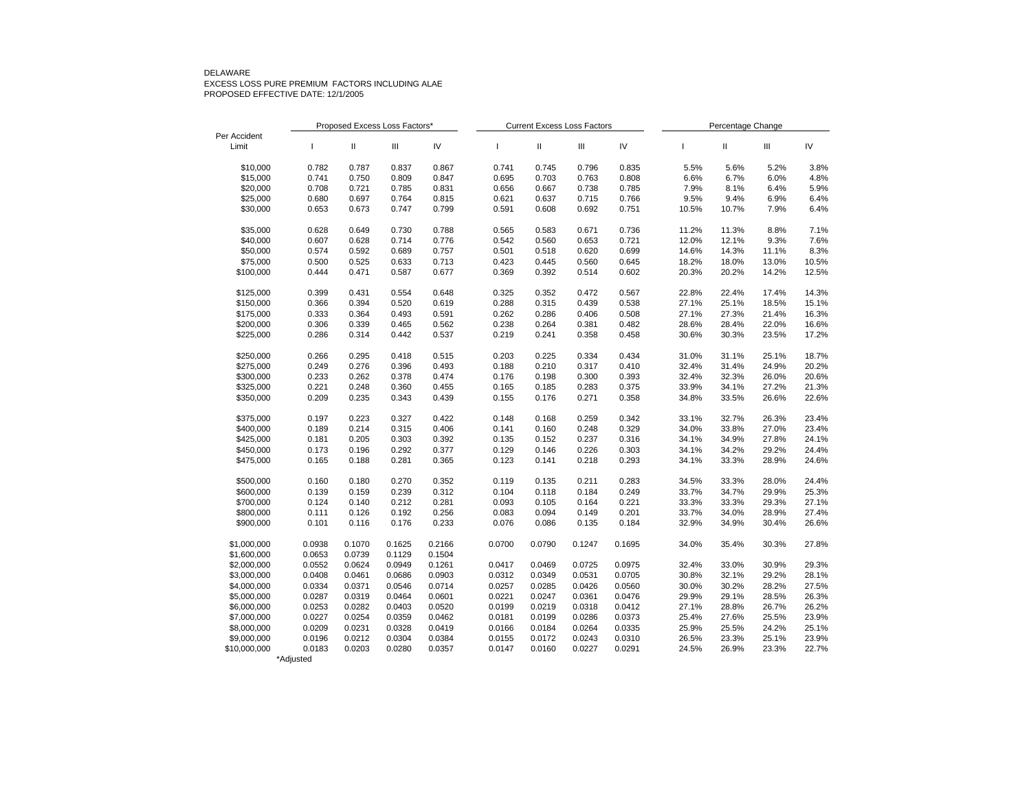DELAWARE
EXCESS LOSS PURE PREMIUM FACTORS INCLUDING ALAE
PROPOSED EFFECTIVE DATE: 12/1/2005

| Per Accident Limit | Proposed Excess Loss Factors* | | | | Current Excess Loss Factors | | | | Percentage Change | | | |
|---|---|---|---|---|---|---|---|---|---|---|---|---|
| | I | II | III | IV | I | II | III | IV | I | II | III | IV |
| $10,000 | 0.782 | 0.787 | 0.837 | 0.867 | 0.741 | 0.745 | 0.796 | 0.835 | 5.5% | 5.6% | 5.2% | 3.8% |
| $15,000 | 0.741 | 0.750 | 0.809 | 0.847 | 0.695 | 0.703 | 0.763 | 0.808 | 6.6% | 6.7% | 6.0% | 4.8% |
| $20,000 | 0.708 | 0.721 | 0.785 | 0.831 | 0.656 | 0.667 | 0.738 | 0.785 | 7.9% | 8.1% | 6.4% | 5.9% |
| $25,000 | 0.680 | 0.697 | 0.764 | 0.815 | 0.621 | 0.637 | 0.715 | 0.766 | 9.5% | 9.4% | 6.9% | 6.4% |
| $30,000 | 0.653 | 0.673 | 0.747 | 0.799 | 0.591 | 0.608 | 0.692 | 0.751 | 10.5% | 10.7% | 7.9% | 6.4% |
| $35,000 | 0.628 | 0.649 | 0.730 | 0.788 | 0.565 | 0.583 | 0.671 | 0.736 | 11.2% | 11.3% | 8.8% | 7.1% |
| $40,000 | 0.607 | 0.628 | 0.714 | 0.776 | 0.542 | 0.560 | 0.653 | 0.721 | 12.0% | 12.1% | 9.3% | 7.6% |
| $50,000 | 0.574 | 0.592 | 0.689 | 0.757 | 0.501 | 0.518 | 0.620 | 0.699 | 14.6% | 14.3% | 11.1% | 8.3% |
| $75,000 | 0.500 | 0.525 | 0.633 | 0.713 | 0.423 | 0.445 | 0.560 | 0.645 | 18.2% | 18.0% | 13.0% | 10.5% |
| $100,000 | 0.444 | 0.471 | 0.587 | 0.677 | 0.369 | 0.392 | 0.514 | 0.602 | 20.3% | 20.2% | 14.2% | 12.5% |
| $125,000 | 0.399 | 0.431 | 0.554 | 0.648 | 0.325 | 0.352 | 0.472 | 0.567 | 22.8% | 22.4% | 17.4% | 14.3% |
| $150,000 | 0.366 | 0.394 | 0.520 | 0.619 | 0.288 | 0.315 | 0.439 | 0.538 | 27.1% | 25.1% | 18.5% | 15.1% |
| $175,000 | 0.333 | 0.364 | 0.493 | 0.591 | 0.262 | 0.286 | 0.406 | 0.508 | 27.1% | 27.3% | 21.4% | 16.3% |
| $200,000 | 0.306 | 0.339 | 0.465 | 0.562 | 0.238 | 0.264 | 0.381 | 0.482 | 28.6% | 28.4% | 22.0% | 16.6% |
| $225,000 | 0.286 | 0.314 | 0.442 | 0.537 | 0.219 | 0.241 | 0.358 | 0.458 | 30.6% | 30.3% | 23.5% | 17.2% |
| $250,000 | 0.266 | 0.295 | 0.418 | 0.515 | 0.203 | 0.225 | 0.334 | 0.434 | 31.0% | 31.1% | 25.1% | 18.7% |
| $275,000 | 0.249 | 0.276 | 0.396 | 0.493 | 0.188 | 0.210 | 0.317 | 0.410 | 32.4% | 31.4% | 24.9% | 20.2% |
| $300,000 | 0.233 | 0.262 | 0.378 | 0.474 | 0.176 | 0.198 | 0.300 | 0.393 | 32.4% | 32.3% | 26.0% | 20.6% |
| $325,000 | 0.221 | 0.248 | 0.360 | 0.455 | 0.165 | 0.185 | 0.283 | 0.375 | 33.9% | 34.1% | 27.2% | 21.3% |
| $350,000 | 0.209 | 0.235 | 0.343 | 0.439 | 0.155 | 0.176 | 0.271 | 0.358 | 34.8% | 33.5% | 26.6% | 22.6% |
| $375,000 | 0.197 | 0.223 | 0.327 | 0.422 | 0.148 | 0.168 | 0.259 | 0.342 | 33.1% | 32.7% | 26.3% | 23.4% |
| $400,000 | 0.189 | 0.214 | 0.315 | 0.406 | 0.141 | 0.160 | 0.248 | 0.329 | 34.0% | 33.8% | 27.0% | 23.4% |
| $425,000 | 0.181 | 0.205 | 0.303 | 0.392 | 0.135 | 0.152 | 0.237 | 0.316 | 34.1% | 34.9% | 27.8% | 24.1% |
| $450,000 | 0.173 | 0.196 | 0.292 | 0.377 | 0.129 | 0.146 | 0.226 | 0.303 | 34.1% | 34.2% | 29.2% | 24.4% |
| $475,000 | 0.165 | 0.188 | 0.281 | 0.365 | 0.123 | 0.141 | 0.218 | 0.293 | 34.1% | 33.3% | 28.9% | 24.6% |
| $500,000 | 0.160 | 0.180 | 0.270 | 0.352 | 0.119 | 0.135 | 0.211 | 0.283 | 34.5% | 33.3% | 28.0% | 24.4% |
| $600,000 | 0.139 | 0.159 | 0.239 | 0.312 | 0.104 | 0.118 | 0.184 | 0.249 | 33.7% | 34.7% | 29.9% | 25.3% |
| $700,000 | 0.124 | 0.140 | 0.212 | 0.281 | 0.093 | 0.105 | 0.164 | 0.221 | 33.3% | 33.3% | 29.3% | 27.1% |
| $800,000 | 0.111 | 0.126 | 0.192 | 0.256 | 0.083 | 0.094 | 0.149 | 0.201 | 33.7% | 34.0% | 28.9% | 27.4% |
| $900,000 | 0.101 | 0.116 | 0.176 | 0.233 | 0.076 | 0.086 | 0.135 | 0.184 | 32.9% | 34.9% | 30.4% | 26.6% |
| $1,000,000 | 0.0938 | 0.1070 | 0.1625 | 0.2166 | 0.0700 | 0.0790 | 0.1247 | 0.1695 | 34.0% | 35.4% | 30.3% | 27.8% |
| $1,600,000 | 0.0653 | 0.0739 | 0.1129 | 0.1504 | | | | | | | | |
| $2,000,000 | 0.0552 | 0.0624 | 0.0949 | 0.1261 | 0.0417 | 0.0469 | 0.0725 | 0.0975 | 32.4% | 33.0% | 30.9% | 29.3% |
| $3,000,000 | 0.0408 | 0.0461 | 0.0686 | 0.0903 | 0.0312 | 0.0349 | 0.0531 | 0.0705 | 30.8% | 32.1% | 29.2% | 28.1% |
| $4,000,000 | 0.0334 | 0.0371 | 0.0546 | 0.0714 | 0.0257 | 0.0285 | 0.0426 | 0.0560 | 30.0% | 30.2% | 28.2% | 27.5% |
| $5,000,000 | 0.0287 | 0.0319 | 0.0464 | 0.0601 | 0.0221 | 0.0247 | 0.0361 | 0.0476 | 29.9% | 29.1% | 28.5% | 26.3% |
| $6,000,000 | 0.0253 | 0.0282 | 0.0403 | 0.0520 | 0.0199 | 0.0219 | 0.0318 | 0.0412 | 27.1% | 28.8% | 26.7% | 26.2% |
| $7,000,000 | 0.0227 | 0.0254 | 0.0359 | 0.0462 | 0.0181 | 0.0199 | 0.0286 | 0.0373 | 25.4% | 27.6% | 25.5% | 23.9% |
| $8,000,000 | 0.0209 | 0.0231 | 0.0328 | 0.0419 | 0.0166 | 0.0184 | 0.0264 | 0.0335 | 25.9% | 25.5% | 24.2% | 25.1% |
| $9,000,000 | 0.0196 | 0.0212 | 0.0304 | 0.0384 | 0.0155 | 0.0172 | 0.0243 | 0.0310 | 26.5% | 23.3% | 25.1% | 23.9% |
| $10,000,000 | 0.0183 | 0.0203 | 0.0280 | 0.0357 | 0.0147 | 0.0160 | 0.0227 | 0.0291 | 24.5% | 26.9% | 23.3% | 22.7% |

*Adjusted